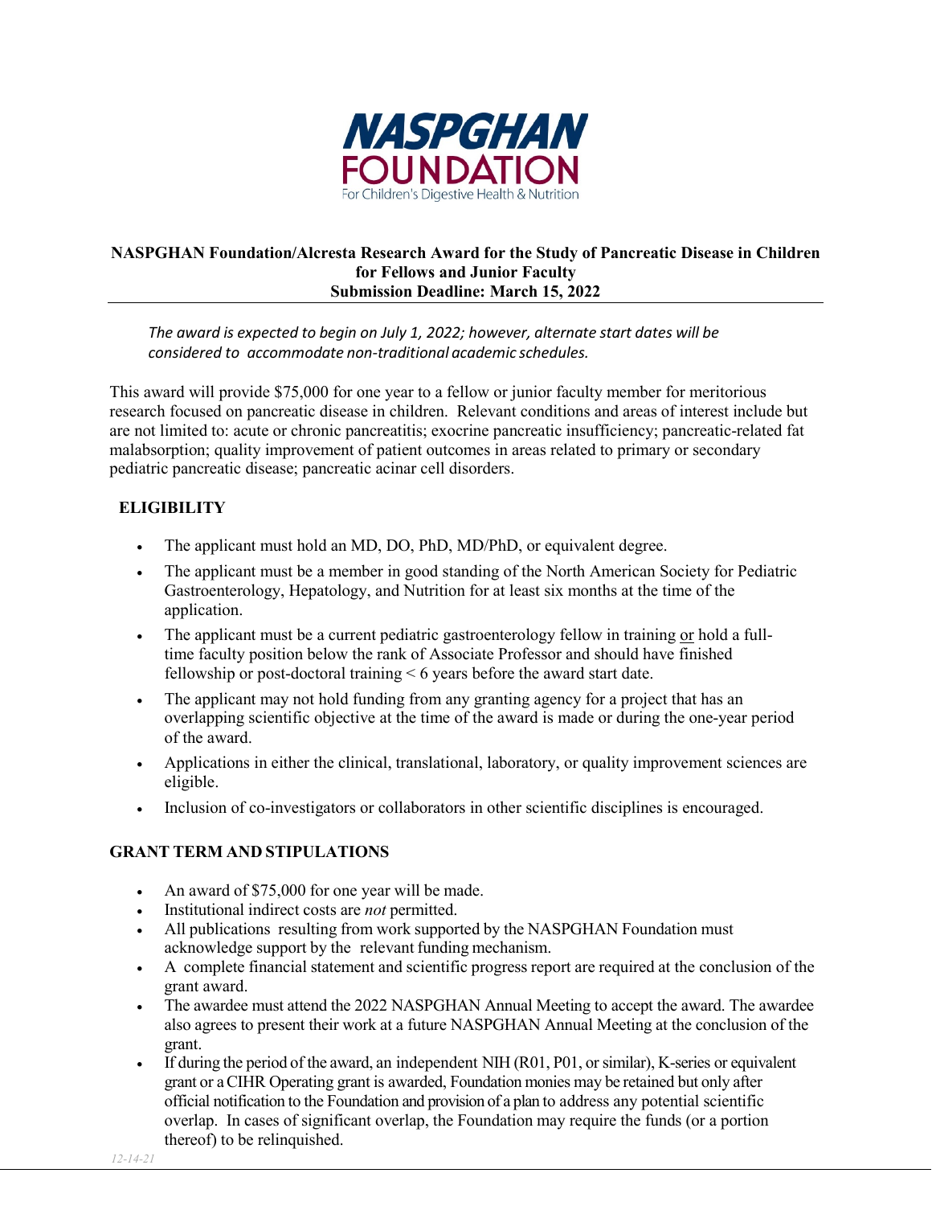# NASPGHAN Foundation/Alcresta Research Award for the Study of Pancreatic Disease in Children for Fellows and Junior Faculty

**Submission Deadline: March 15, 2022**

*The award is expected to begin on July 1, 2022; however, alternate start dates will be considered to accommodate non-traditional academic schedules.*

This award will provide $75,000 for one year to a fellow or junior faculty member for meritorious research focused on pancreatic disease in children. Relevant conditions and areas of interest include but are not limited to: acute or chronic pancreatitis; exocrine pancreatic insufficiency; pancreatic-related fat malabsorption; quality improvement of patient outcomes in areas related to primary or secondary pediatric pancreatic disease; pancreatic acinar cell disorders.

## ELIGIBILITY

- The applicant must hold an MD, DO, PhD, MD/PhD, or equivalent degree.
- The applicant must be a member in good standing of the North American Society for Pediatric Gastroenterology, Hepatology, and Nutrition for at least six months at the time of the application.
- The applicant must be a current pediatric gastroenterology fellow in training or hold a full-time faculty position below the rank of Associate Professor and should have finished fellowship or post-doctoral training < 6 years before the award start date.
- The applicant may not hold funding from any granting agency for a project that has an overlapping scientific objective at the time of the award is made or during the one-year period of the award.
- Applications in either the clinical, translational, laboratory, or quality improvement sciences are eligible.
- Inclusion of co-investigators or collaborators in other scientific disciplines is encouraged.

## GRANT TERM AND STIPULATIONS

- An award of $75,000 for one year will be made.
- Institutional indirect costs are *not* permitted.
- All publications resulting from work supported by the NASPGHAN Foundation must acknowledge support by the relevant funding mechanism.
- A complete financial statement and scientific progress report are required at the conclusion of the grant award.
- The awardee must attend the 2022 NASPGHAN Annual Meeting to accept the award. The awardee also agrees to present their work at a future NASPGHAN Annual Meeting at the conclusion of the grant.
- If during the period of the award, an independent NIH (R01, P01, or similar), K-series or equivalent grant or a CIHR Operating grant is awarded, Foundation monies may be retained but only after official notification to the Foundation and provision of a plan to address any potential scientific overlap. In cases of significant overlap, the Foundation may require the funds (or a portion thereof) to be relinquished.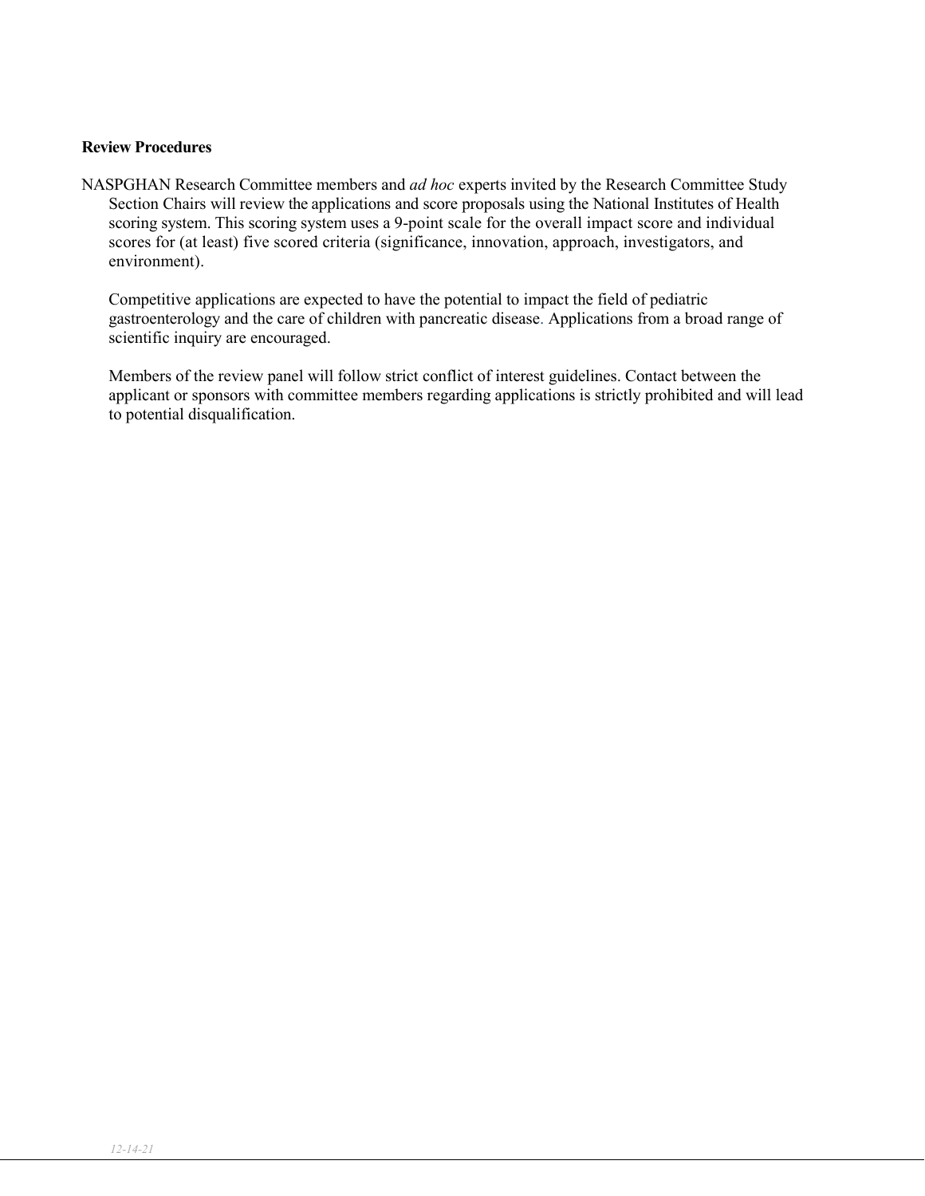**Review Procedures**

NASPGHAN Research Committee members and *ad hoc* experts invited by the Research Committee Study Section Chairs will review the applications and score proposals using the National Institutes of Health scoring system. This scoring system uses a 9-point scale for the overall impact score and individual scores for (at least) five scored criteria (significance, innovation, approach, investigators, and environment).

Competitive applications are expected to have the potential to impact the field of pediatric gastroenterology and the care of children with pancreatic disease. Applications from a broad range of scientific inquiry are encouraged.

Members of the review panel will follow strict conflict of interest guidelines. Contact between the applicant or sponsors with committee members regarding applications is strictly prohibited and will lead to potential disqualification.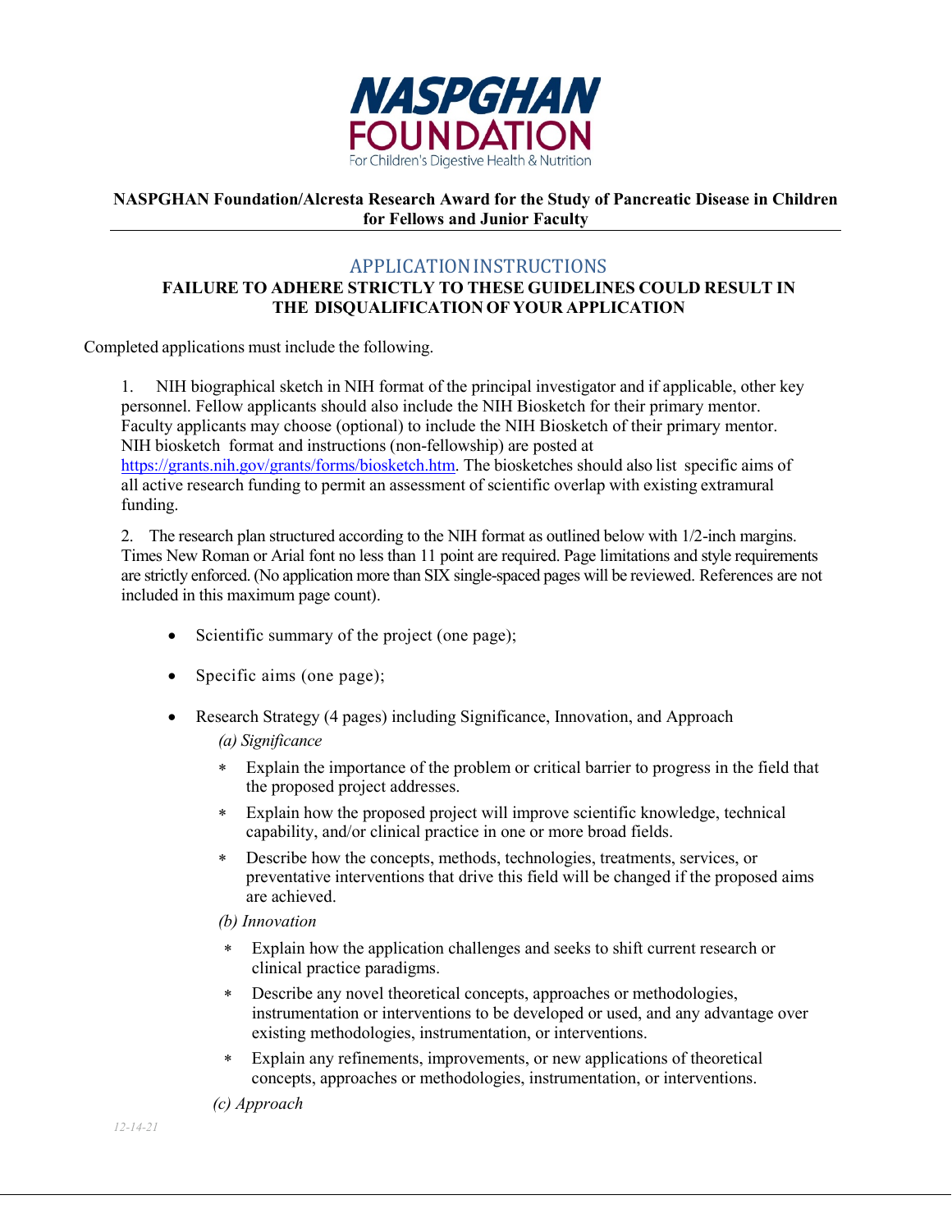**NASPGHAN FOUNDATION**
For Children's Digestive Health & Nutrition

**NASPGHAN Foundation/Alcresta Research Award for the Study of Pancreatic Disease in Children for Fellows and Junior Faculty**

## APPLICATION INSTRUCTIONS

**FAILURE TO ADHERE STRICTLY TO THESE GUIDELINES COULD RESULT IN THE DISQUALIFICATION OF YOUR APPLICATION**

Completed applications must include the following.

1. NIH biographical sketch in NIH format of the principal investigator and if applicable, other key personnel. Fellow applicants should also include the NIH Biosketch for their primary mentor. Faculty applicants may choose (optional) to include the NIH Biosketch of their primary mentor. NIH biosketch format and instructions (non-fellowship) are posted at https://grants.nih.gov/grants/forms/biosketch.htm. The biosketches should also list specific aims of all active research funding to permit an assessment of scientific overlap with existing extramural funding.

2. The research plan structured according to the NIH format as outlined below with 1/2-inch margins. Times New Roman or Arial font no less than 11 point are required. Page limitations and style requirements are strictly enforced. (No application more than SIX single-spaced pages will be reviewed. References are not included in this maximum page count).

   - Scientific summary of the project (one page);
   - Specific aims (one page);
   - Research Strategy (4 pages) including Significance, Innovation, and Approach

     *(a) Significance*

     * Explain the importance of the problem or critical barrier to progress in the field that the proposed project addresses.
     * Explain how the proposed project will improve scientific knowledge, technical capability, and/or clinical practice in one or more broad fields.
     * Describe how the concepts, methods, technologies, treatments, services, or preventative interventions that drive this field will be changed if the proposed aims are achieved.

     *(b) Innovation*

     * Explain how the application challenges and seeks to shift current research or clinical practice paradigms.
     * Describe any novel theoretical concepts, approaches or methodologies, instrumentation or interventions to be developed or used, and any advantage over existing methodologies, instrumentation, or interventions.
     * Explain any refinements, improvements, or new applications of theoretical concepts, approaches or methodologies, instrumentation, or interventions.

     *(c) Approach*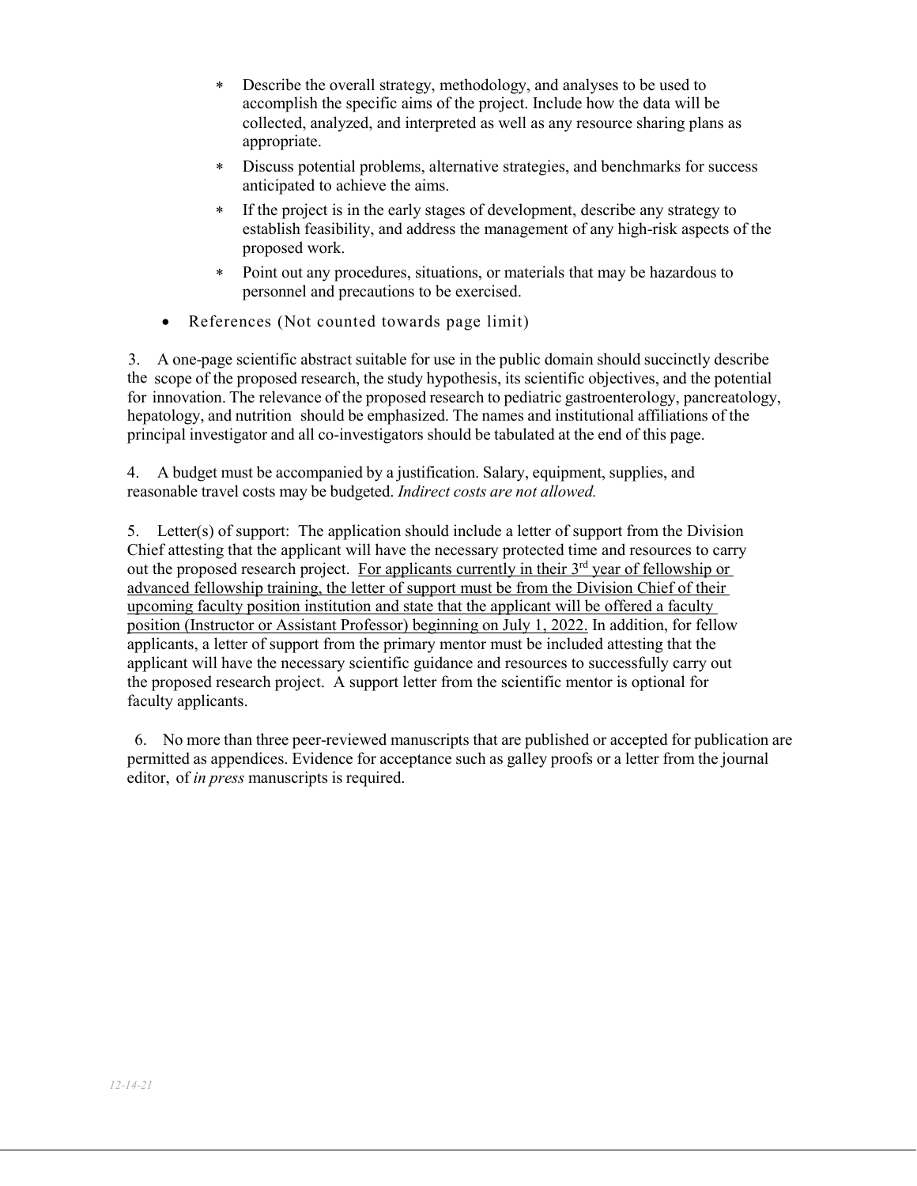- Describe the overall strategy, methodology, and analyses to be used to accomplish the specific aims of the project. Include how the data will be collected, analyzed, and interpreted as well as any resource sharing plans as appropriate.
- Discuss potential problems, alternative strategies, and benchmarks for success anticipated to achieve the aims.
- If the project is in the early stages of development, describe any strategy to establish feasibility, and address the management of any high-risk aspects of the proposed work.
- Point out any procedures, situations, or materials that may be hazardous to personnel and precautions to be exercised.

- References (Not counted towards page limit)

3. A one-page scientific abstract suitable for use in the public domain should succinctly describe the scope of the proposed research, the study hypothesis, its scientific objectives, and the potential for innovation. The relevance of the proposed research to pediatric gastroenterology, pancreatology, hepatology, and nutrition should be emphasized. The names and institutional affiliations of the principal investigator and all co-investigators should be tabulated at the end of this page.

4. A budget must be accompanied by a justification. Salary, equipment, supplies, and reasonable travel costs may be budgeted. *Indirect costs are not allowed.*

5. Letter(s) of support: The application should include a letter of support from the Division Chief attesting that the applicant will have the necessary protected time and resources to carry out the proposed research project. <u>For applicants currently in their 3rd year of fellowship or advanced fellowship training, the letter of support must be from the Division Chief of their upcoming faculty position institution and state that the applicant will be offered a faculty position (Instructor or Assistant Professor) beginning on July 1, 2022.</u> In addition, for fellow applicants, a letter of support from the primary mentor must be included attesting that the applicant will have the necessary scientific guidance and resources to successfully carry out the proposed research project. A support letter from the scientific mentor is optional for faculty applicants.

6. No more than three peer-reviewed manuscripts that are published or accepted for publication are permitted as appendices. Evidence for acceptance such as galley proofs or a letter from the journal editor, of *in press* manuscripts is required.

*12-14-21*